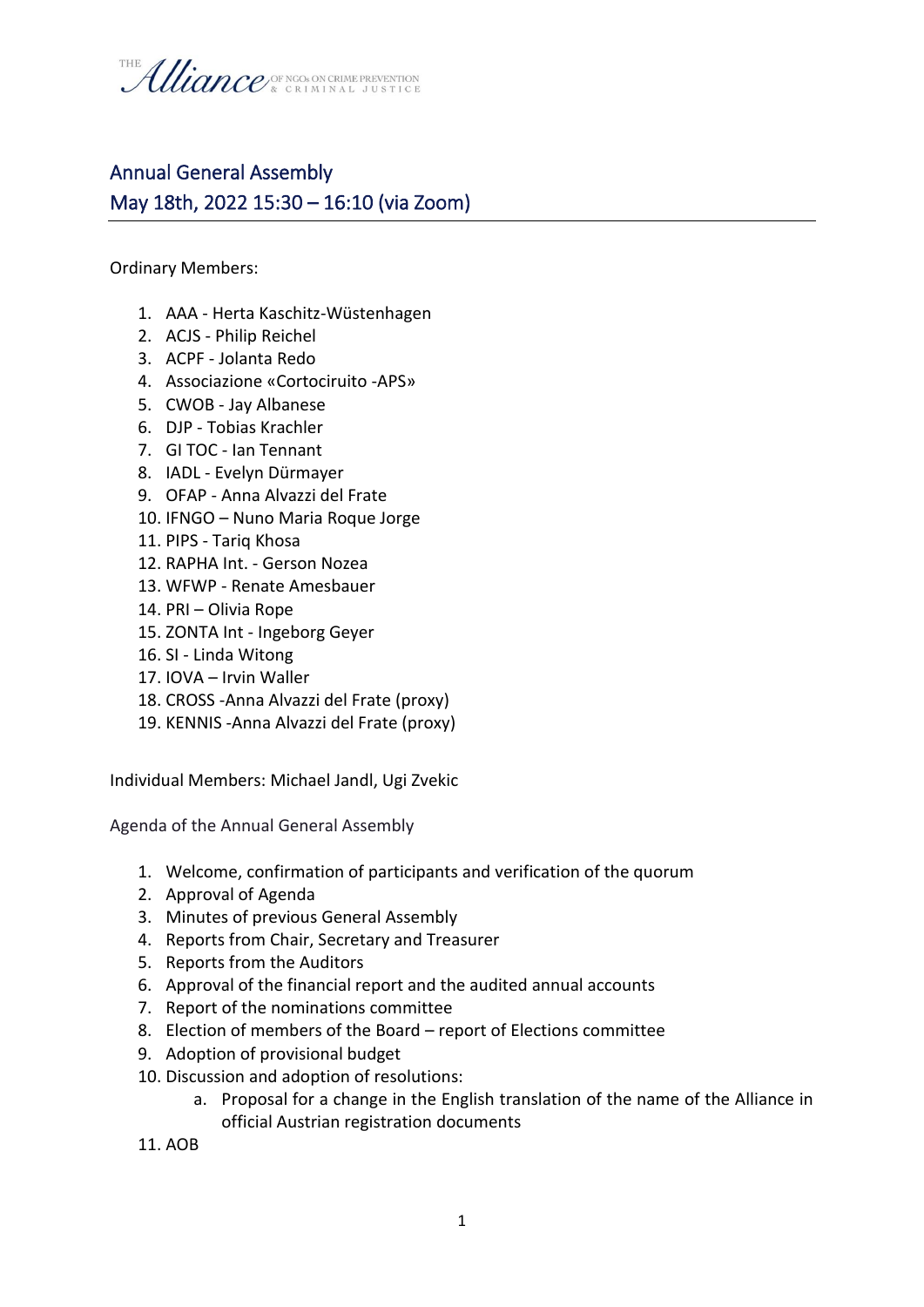THE *Alliance* OF NGOs ON CRIME PREVENTION & CRIMINAL JUSTICE

# Annual General Assembly
## May 18th, 2022 15:30 – 16:10 (via Zoom)

Ordinary Members:

1. AAA - Herta Kaschitz-Wüstenhagen
2. ACJS - Philip Reichel
3. ACPF - Jolanta Redo
4. Associazione «Cortociruito -APS»
5. CWOB - Jay Albanese
6. DJP - Tobias Krachler
7. GI TOC - Ian Tennant
8. IADL - Evelyn Dürmayer
9. OFAP - Anna Alvazzi del Frate
10. IFNGO – Nuno Maria Roque Jorge
11. PIPS - Tariq Khosa
12. RAPHA Int. - Gerson Nozea
13. WFWP - Renate Amesbauer
14. PRI – Olivia Rope
15. ZONTA Int - Ingeborg Geyer
16. SI - Linda Witong
17. IOVA – Irvin Waller
18. CROSS -Anna Alvazzi del Frate (proxy)
19. KENNIS -Anna Alvazzi del Frate (proxy)

Individual Members: Michael Jandl, Ugi Zvekic

### Agenda of the Annual General Assembly

1. Welcome, confirmation of participants and verification of the quorum
2. Approval of Agenda
3. Minutes of previous General Assembly
4. Reports from Chair, Secretary and Treasurer
5. Reports from the Auditors
6. Approval of the financial report and the audited annual accounts
7. Report of the nominations committee
8. Election of members of the Board – report of Elections committee
9. Adoption of provisional budget
10. Discussion and adoption of resolutions:
    a. Proposal for a change in the English translation of the name of the Alliance in official Austrian registration documents
11. AOB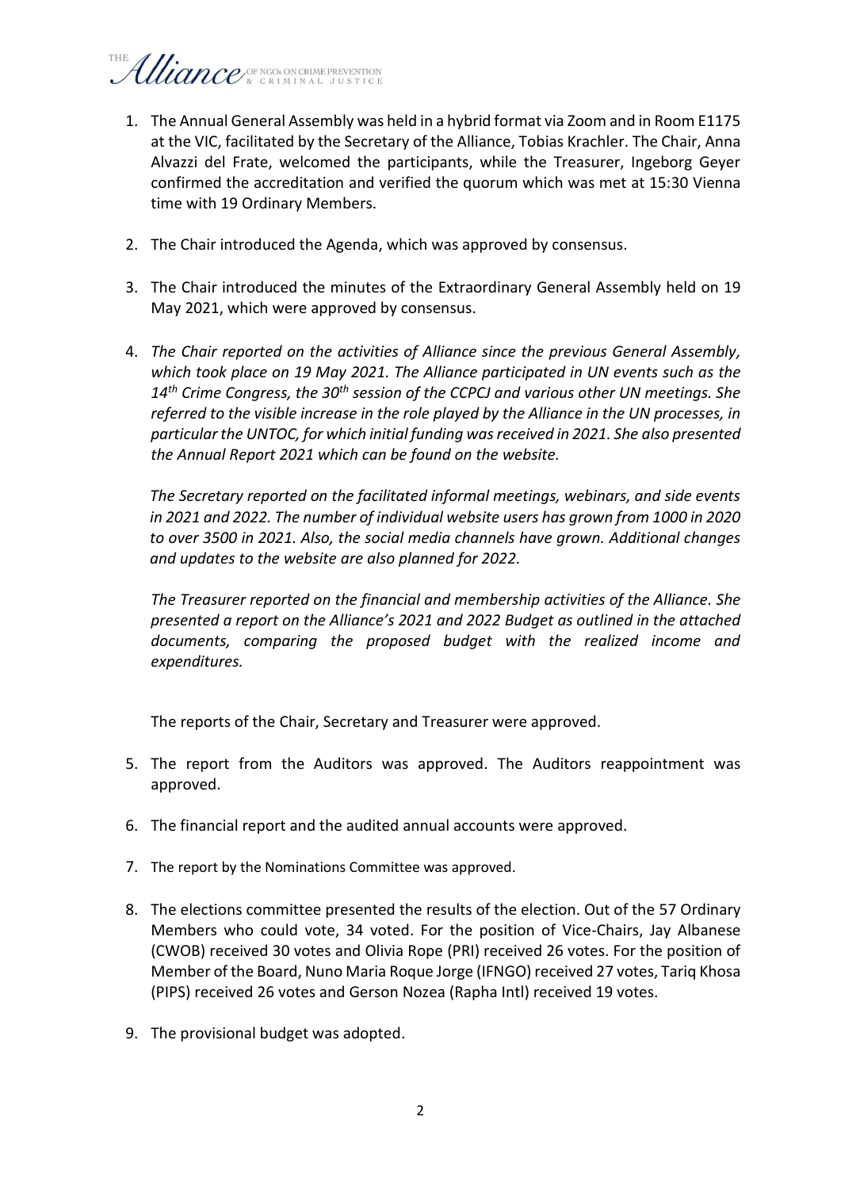1. The Annual General Assembly was held in a hybrid format via Zoom and in Room E1175 at the VIC, facilitated by the Secretary of the Alliance, Tobias Krachler. The Chair, Anna Alvazzi del Frate, welcomed the participants, while the Treasurer, Ingeborg Geyer confirmed the accreditation and verified the quorum which was met at 15:30 Vienna time with 19 Ordinary Members.

2. The Chair introduced the Agenda, which was approved by consensus.

3. The Chair introduced the minutes of the Extraordinary General Assembly held on 19 May 2021, which were approved by consensus.

4. *The Chair reported on the activities of Alliance since the previous General Assembly, which took place on 19 May 2021. The Alliance participated in UN events such as the 14th Crime Congress, the 30th session of the CCPCJ and various other UN meetings. She referred to the visible increase in the role played by the Alliance in the UN processes, in particular the UNTOC, for which initial funding was received in 2021. She also presented the Annual Report 2021 which can be found on the website.*

   *The Secretary reported on the facilitated informal meetings, webinars, and side events in 2021 and 2022. The number of individual website users has grown from 1000 in 2020 to over 3500 in 2021. Also, the social media channels have grown. Additional changes and updates to the website are also planned for 2022.*

   *The Treasurer reported on the financial and membership activities of the Alliance. She presented a report on the Alliance's 2021 and 2022 Budget as outlined in the attached documents, comparing the proposed budget with the realized income and expenditures.*

   The reports of the Chair, Secretary and Treasurer were approved.

5. The report from the Auditors was approved. The Auditors reappointment was approved.

6. The financial report and the audited annual accounts were approved.

7. The report by the Nominations Committee was approved.

8. The elections committee presented the results of the election. Out of the 57 Ordinary Members who could vote, 34 voted. For the position of Vice-Chairs, Jay Albanese (CWOB) received 30 votes and Olivia Rope (PRI) received 26 votes. For the position of Member of the Board, Nuno Maria Roque Jorge (IFNGO) received 27 votes, Tariq Khosa (PIPS) received 26 votes and Gerson Nozea (Rapha Intl) received 19 votes.

9. The provisional budget was adopted.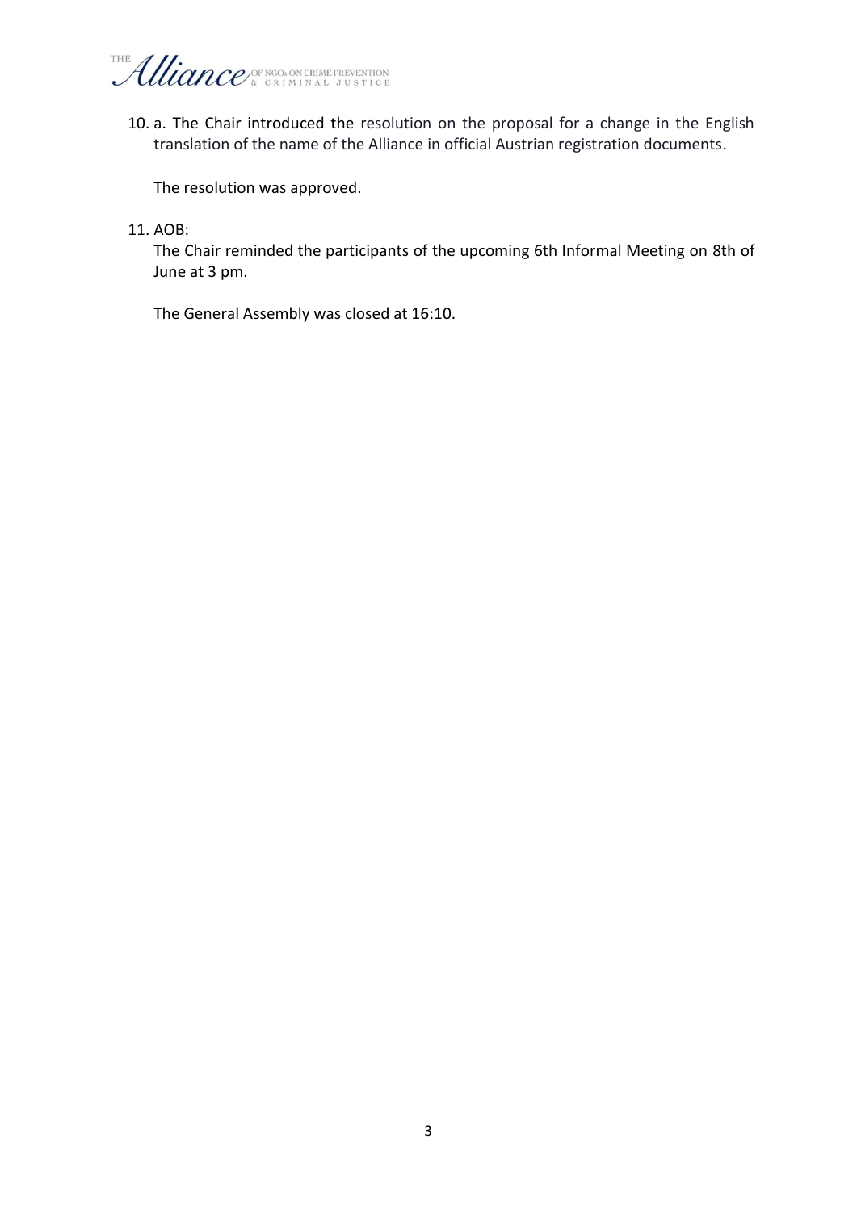10. a. The Chair introduced the resolution on the proposal for a change in the English translation of the name of the Alliance in official Austrian registration documents.

    The resolution was approved.

11. AOB:
    The Chair reminded the participants of the upcoming 6th Informal Meeting on 8th of June at 3 pm.

    The General Assembly was closed at 16:10.